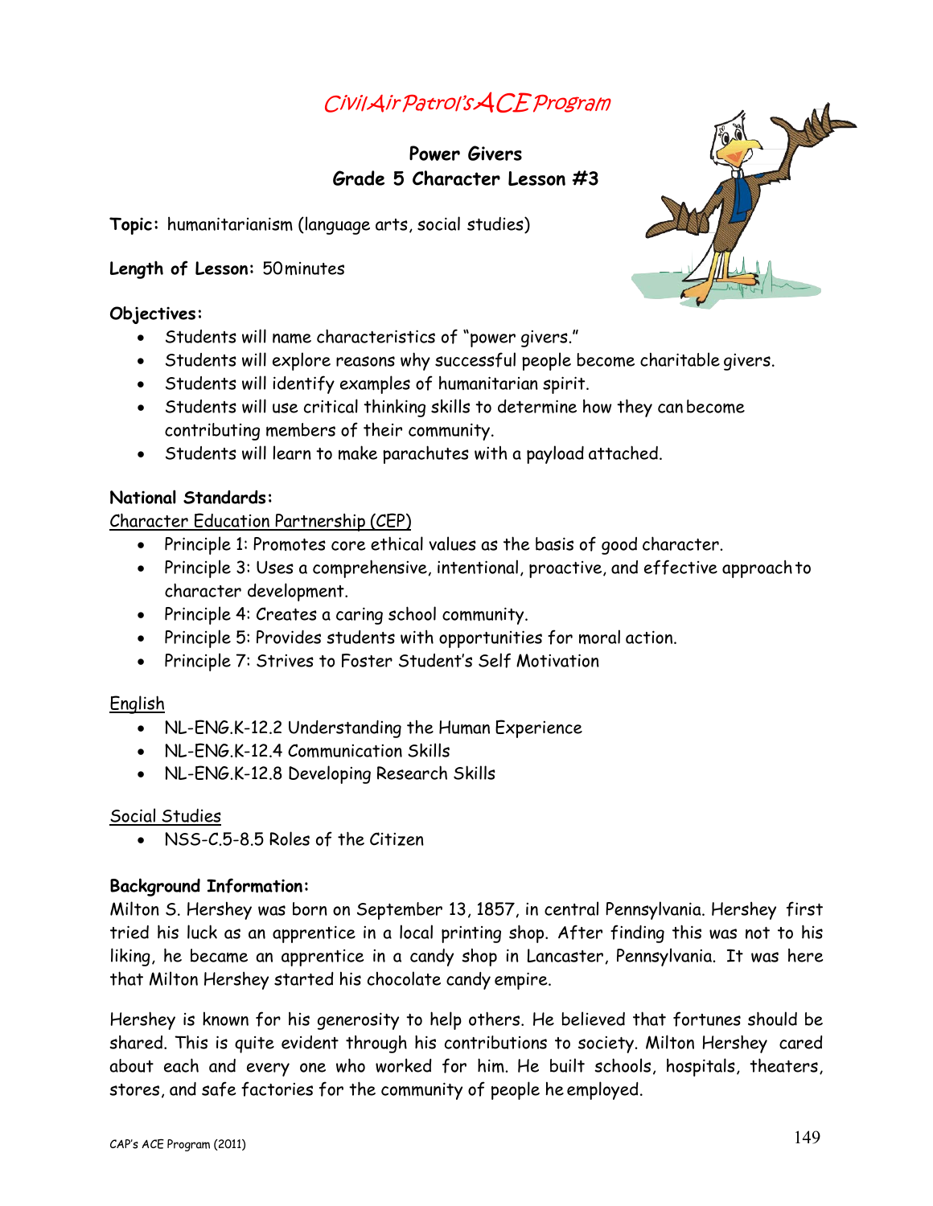*Civil Air Patrol's ACE Program*

## Power Givers
## Grade 5 Character Lesson #3

**Topic:** humanitarianism (language arts, social studies)

**Length of Lesson:** 50 minutes

**Objectives:**

- Students will name characteristics of "power givers."
- Students will explore reasons why successful people become charitable givers.
- Students will identify examples of humanitarian spirit.
- Students will use critical thinking skills to determine how they can become contributing members of their community.
- Students will learn to make parachutes with a payload attached.

**National Standards:**

Character Education Partnership (CEP)

- Principle 1: Promotes core ethical values as the basis of good character.
- Principle 3: Uses a comprehensive, intentional, proactive, and effective approach to character development.
- Principle 4: Creates a caring school community.
- Principle 5: Provides students with opportunities for moral action.
- Principle 7: Strives to Foster Student's Self Motivation

English

- NL-ENG.K-12.2 Understanding the Human Experience
- NL-ENG.K-12.4 Communication Skills
- NL-ENG.K-12.8 Developing Research Skills

Social Studies

- NSS-C.5-8.5 Roles of the Citizen

**Background Information:**

Milton S. Hershey was born on September 13, 1857, in central Pennsylvania. Hershey first tried his luck as an apprentice in a local printing shop. After finding this was not to his liking, he became an apprentice in a candy shop in Lancaster, Pennsylvania. It was here that Milton Hershey started his chocolate candy empire.

Hershey is known for his generosity to help others. He believed that fortunes should be shared. This is quite evident through his contributions to society. Milton Hershey cared about each and every one who worked for him. He built schools, hospitals, theaters, stores, and safe factories for the community of people he employed.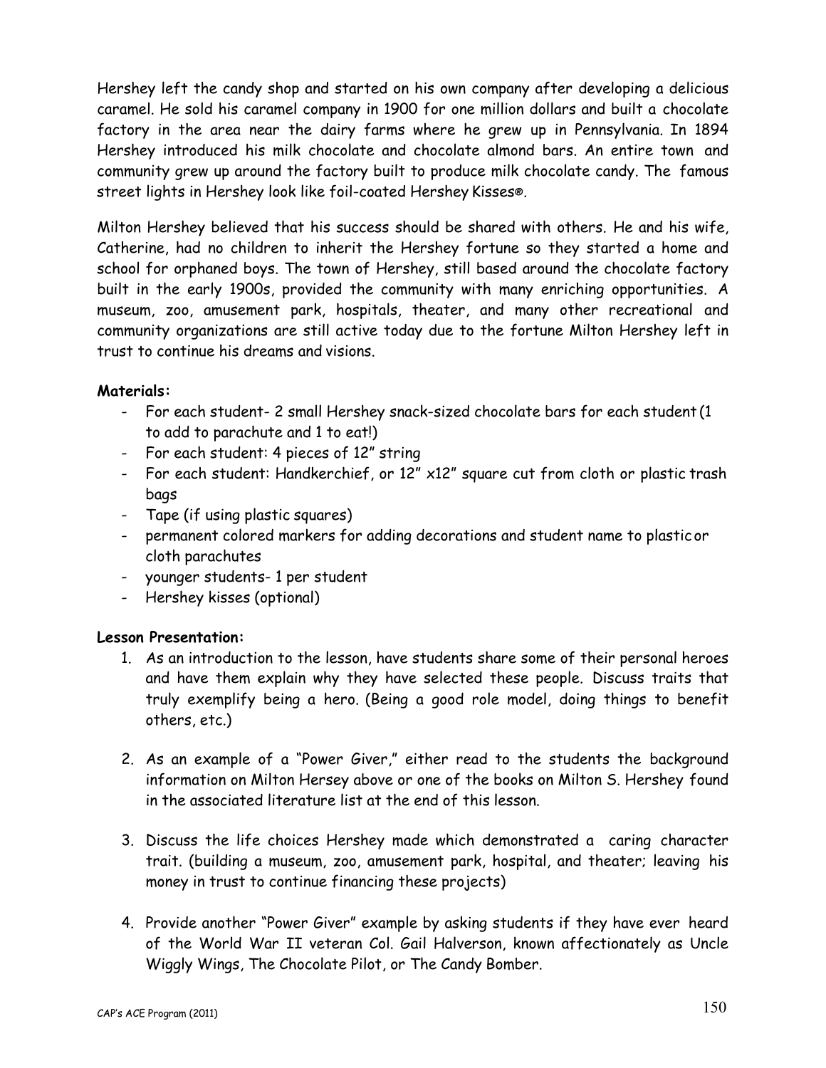Hershey left the candy shop and started on his own company after developing a delicious caramel. He sold his caramel company in 1900 for one million dollars and built a chocolate factory in the area near the dairy farms where he grew up in Pennsylvania. In 1894 Hershey introduced his milk chocolate and chocolate almond bars. An entire town and community grew up around the factory built to produce milk chocolate candy. The famous street lights in Hershey look like foil-coated Hershey Kisses®.

Milton Hershey believed that his success should be shared with others. He and his wife, Catherine, had no children to inherit the Hershey fortune so they started a home and school for orphaned boys. The town of Hershey, still based around the chocolate factory built in the early 1900s, provided the community with many enriching opportunities. A museum, zoo, amusement park, hospitals, theater, and many other recreational and community organizations are still active today due to the fortune Milton Hershey left in trust to continue his dreams and visions.

**Materials:**

- For each student- 2 small Hershey snack-sized chocolate bars for each student (1 to add to parachute and 1 to eat!)
- For each student: 4 pieces of 12" string
- For each student: Handkerchief, or 12" x12" square cut from cloth or plastic trash bags
- Tape (if using plastic squares)
- permanent colored markers for adding decorations and student name to plastic or cloth parachutes
- younger students- 1 per student
- Hershey kisses (optional)

**Lesson Presentation:**

1. As an introduction to the lesson, have students share some of their personal heroes and have them explain why they have selected these people. Discuss traits that truly exemplify being a hero. (Being a good role model, doing things to benefit others, etc.)

2. As an example of a "Power Giver," either read to the students the background information on Milton Hersey above or one of the books on Milton S. Hershey found in the associated literature list at the end of this lesson.

3. Discuss the life choices Hershey made which demonstrated a caring character trait. (building a museum, zoo, amusement park, hospital, and theater; leaving his money in trust to continue financing these projects)

4. Provide another "Power Giver" example by asking students if they have ever heard of the World War II veteran Col. Gail Halverson, known affectionately as Uncle Wiggly Wings, The Chocolate Pilot, or The Candy Bomber.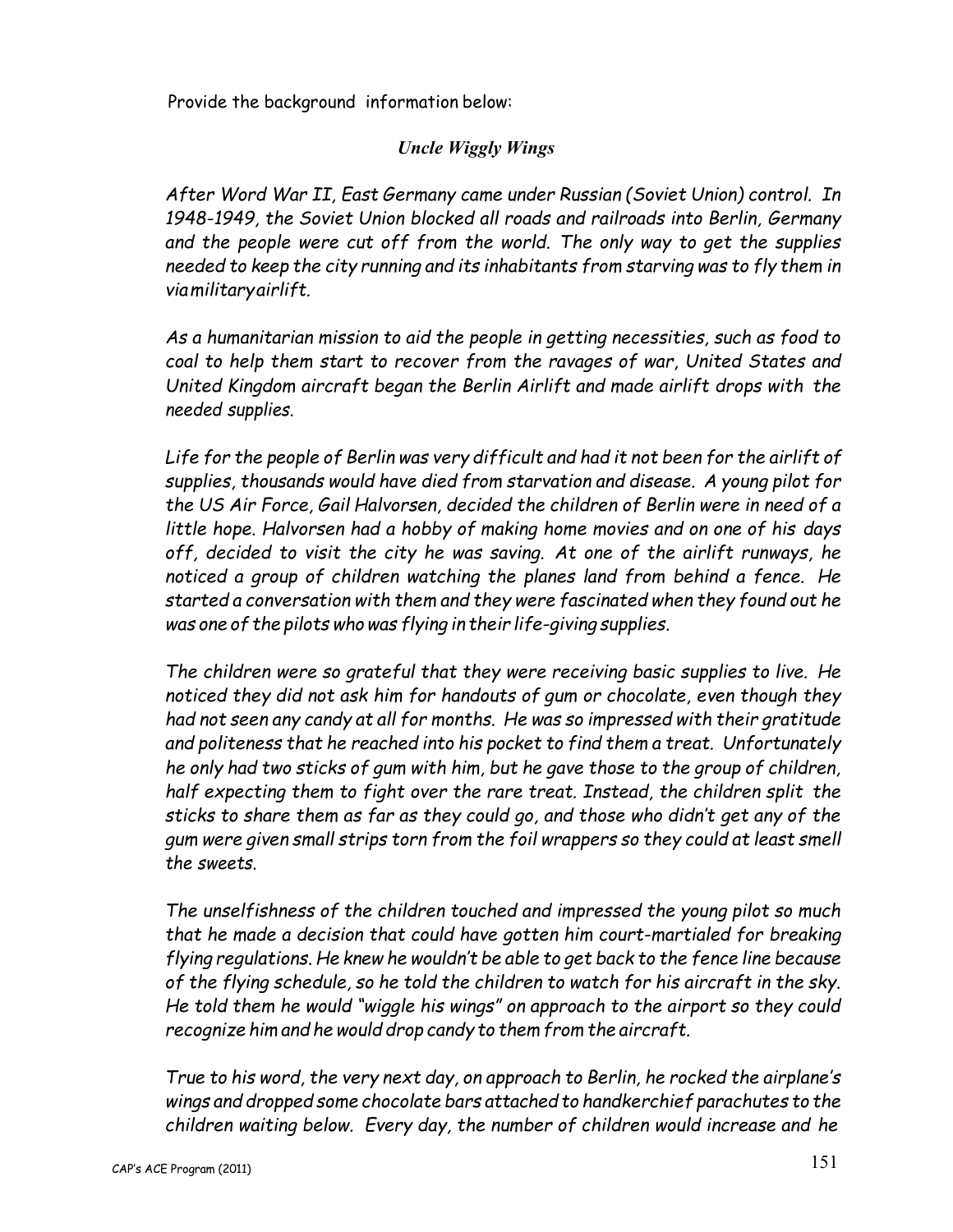Provide the background information below:

***Uncle Wiggly Wings***

*After Word War II, East Germany came under Russian (Soviet Union) control. In 1948-1949, the Soviet Union blocked all roads and railroads into Berlin, Germany and the people were cut off from the world. The only way to get the supplies needed to keep the city running and its inhabitants from starving was to fly them in via military airlift.*

*As a humanitarian mission to aid the people in getting necessities, such as food to coal to help them start to recover from the ravages of war, United States and United Kingdom aircraft began the Berlin Airlift and made airlift drops with the needed supplies.*

*Life for the people of Berlin was very difficult and had it not been for the airlift of supplies, thousands would have died from starvation and disease. A young pilot for the US Air Force, Gail Halvorsen, decided the children of Berlin were in need of a little hope. Halvorsen had a hobby of making home movies and on one of his days off, decided to visit the city he was saving. At one of the airlift runways, he noticed a group of children watching the planes land from behind a fence. He started a conversation with them and they were fascinated when they found out he was one of the pilots who was flying in their life-giving supplies.*

*The children were so grateful that they were receiving basic supplies to live. He noticed they did not ask him for handouts of gum or chocolate, even though they had not seen any candy at all for months. He was so impressed with their gratitude and politeness that he reached into his pocket to find them a treat. Unfortunately he only had two sticks of gum with him, but he gave those to the group of children, half expecting them to fight over the rare treat. Instead, the children split the sticks to share them as far as they could go, and those who didn't get any of the gum were given small strips torn from the foil wrappers so they could at least smell the sweets.*

*The unselfishness of the children touched and impressed the young pilot so much that he made a decision that could have gotten him court-martialed for breaking flying regulations. He knew he wouldn't be able to get back to the fence line because of the flying schedule, so he told the children to watch for his aircraft in the sky. He told them he would "wiggle his wings" on approach to the airport so they could recognize him and he would drop candy to them from the aircraft.*

*True to his word, the very next day, on approach to Berlin, he rocked the airplane's wings and dropped some chocolate bars attached to handkerchief parachutes to the children waiting below. Every day, the number of children would increase and he*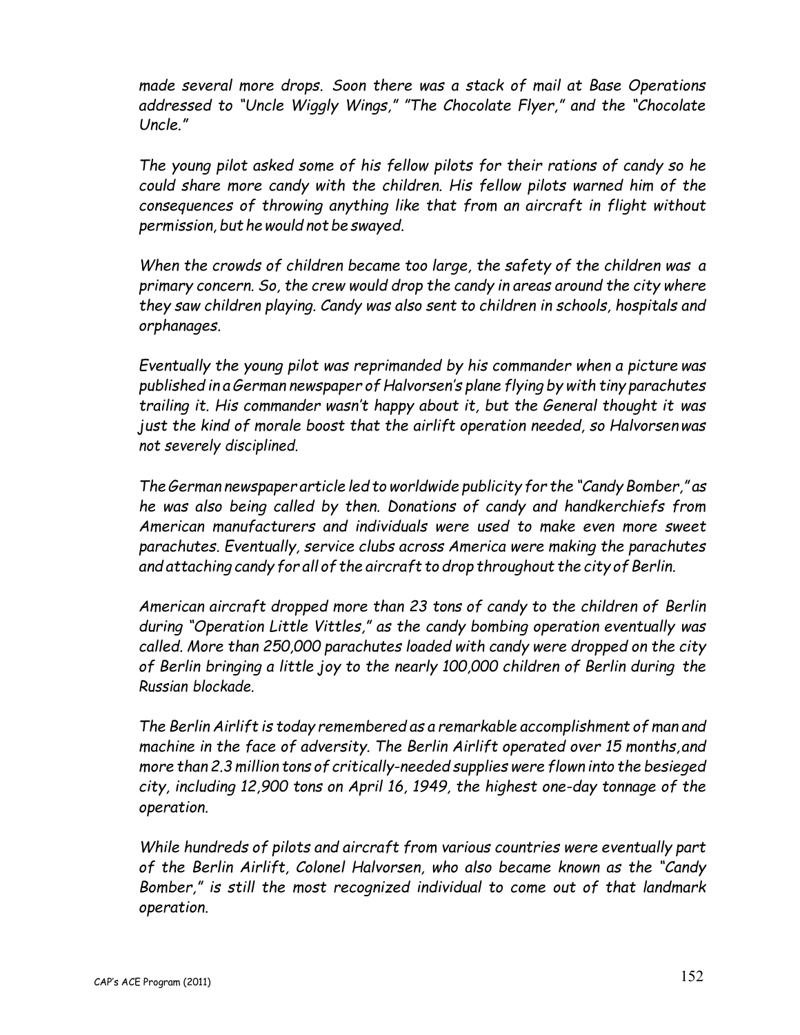*made several more drops. Soon there was a stack of mail at Base Operations addressed to "Uncle Wiggly Wings," "The Chocolate Flyer," and the "Chocolate Uncle."*

*The young pilot asked some of his fellow pilots for their rations of candy so he could share more candy with the children. His fellow pilots warned him of the consequences of throwing anything like that from an aircraft in flight without permission, but he would not be swayed.*

*When the crowds of children became too large, the safety of the children was a primary concern. So, the crew would drop the candy in areas around the city where they saw children playing. Candy was also sent to children in schools, hospitals and orphanages.*

*Eventually the young pilot was reprimanded by his commander when a picture was published in a German newspaper of Halvorsen's plane flying by with tiny parachutes trailing it. His commander wasn't happy about it, but the General thought it was just the kind of morale boost that the airlift operation needed, so Halvorsen was not severely disciplined.*

*The German newspaper article led to worldwide publicity for the "Candy Bomber," as he was also being called by then. Donations of candy and handkerchiefs from American manufacturers and individuals were used to make even more sweet parachutes. Eventually, service clubs across America were making the parachutes and attaching candy for all of the aircraft to drop throughout the city of Berlin.*

*American aircraft dropped more than 23 tons of candy to the children of Berlin during "Operation Little Vittles," as the candy bombing operation eventually was called. More than 250,000 parachutes loaded with candy were dropped on the city of Berlin bringing a little joy to the nearly 100,000 children of Berlin during the Russian blockade.*

*The Berlin Airlift is today remembered as a remarkable accomplishment of man and machine in the face of adversity. The Berlin Airlift operated over 15 months, and more than 2.3 million tons of critically-needed supplies were flown into the besieged city, including 12,900 tons on April 16, 1949, the highest one-day tonnage of the operation.*

*While hundreds of pilots and aircraft from various countries were eventually part of the Berlin Airlift, Colonel Halvorsen, who also became known as the "Candy Bomber," is still the most recognized individual to come out of that landmark operation.*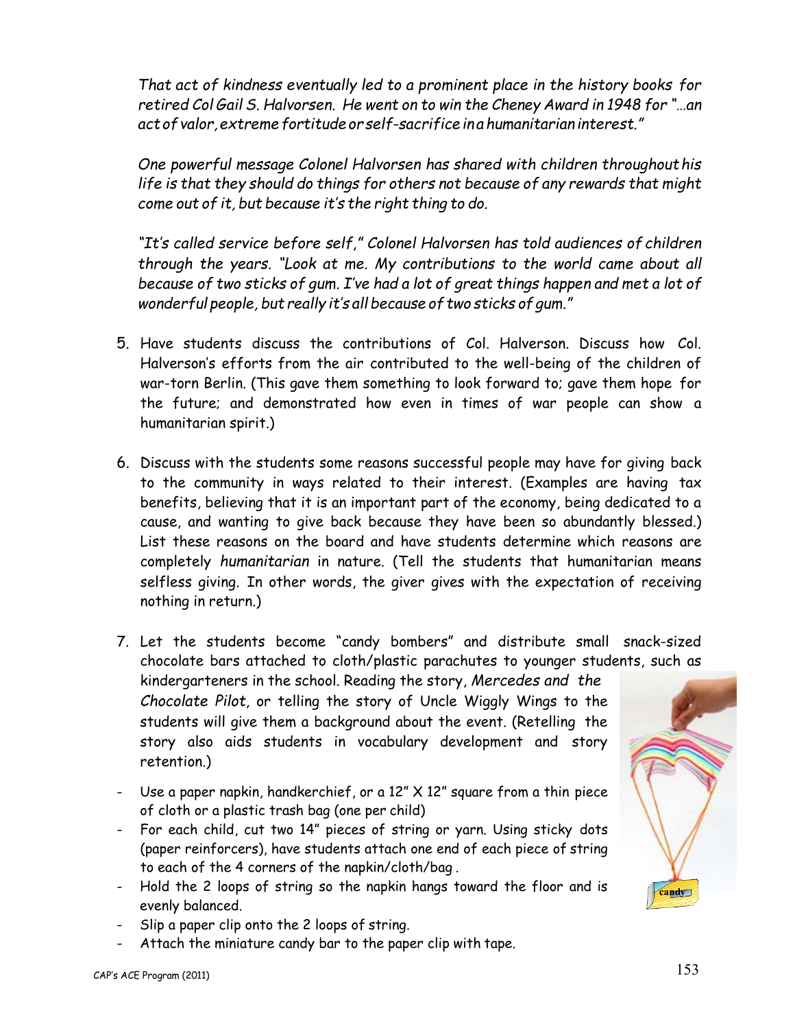*That act of kindness eventually led to a prominent place in the history books for retired Col Gail S. Halvorsen. He went on to win the Cheney Award in 1948 for "…an act of valor, extreme fortitude or self-sacrifice in a humanitarian interest."*

*One powerful message Colonel Halvorsen has shared with children throughout his life is that they should do things for others not because of any rewards that might come out of it, but because it's the right thing to do.*

*"It's called service before self," Colonel Halvorsen has told audiences of children through the years. "Look at me. My contributions to the world came about all because of two sticks of gum. I've had a lot of great things happen and met a lot of wonderful people, but really it's all because of two sticks of gum."*

5. Have students discuss the contributions of Col. Halverson. Discuss how Col. Halverson's efforts from the air contributed to the well-being of the children of war-torn Berlin. (This gave them something to look forward to; gave them hope for the future; and demonstrated how even in times of war people can show a humanitarian spirit.)

6. Discuss with the students some reasons successful people may have for giving back to the community in ways related to their interest. (Examples are having tax benefits, believing that it is an important part of the economy, being dedicated to a cause, and wanting to give back because they have been so abundantly blessed.) List these reasons on the board and have students determine which reasons are completely *humanitarian* in nature. (Tell the students that humanitarian means selfless giving. In other words, the giver gives with the expectation of receiving nothing in return.)

7. Let the students become "candy bombers" and distribute small snack-sized chocolate bars attached to cloth/plastic parachutes to younger students, such as kindergarteners in the school. Reading the story, *Mercedes and the Chocolate Pilot*, or telling the story of Uncle Wiggly Wings to the students will give them a background about the event. (Retelling the story also aids students in vocabulary development and story retention.)

- Use a paper napkin, handkerchief, or a 12" X 12" square from a thin piece of cloth or a plastic trash bag (one per child)
- For each child, cut two 14" pieces of string or yarn. Using sticky dots (paper reinforcers), have students attach one end of each piece of string to each of the 4 corners of the napkin/cloth/bag .
- Hold the 2 loops of string so the napkin hangs toward the floor and is evenly balanced.
- Slip a paper clip onto the 2 loops of string.
- Attach the miniature candy bar to the paper clip with tape.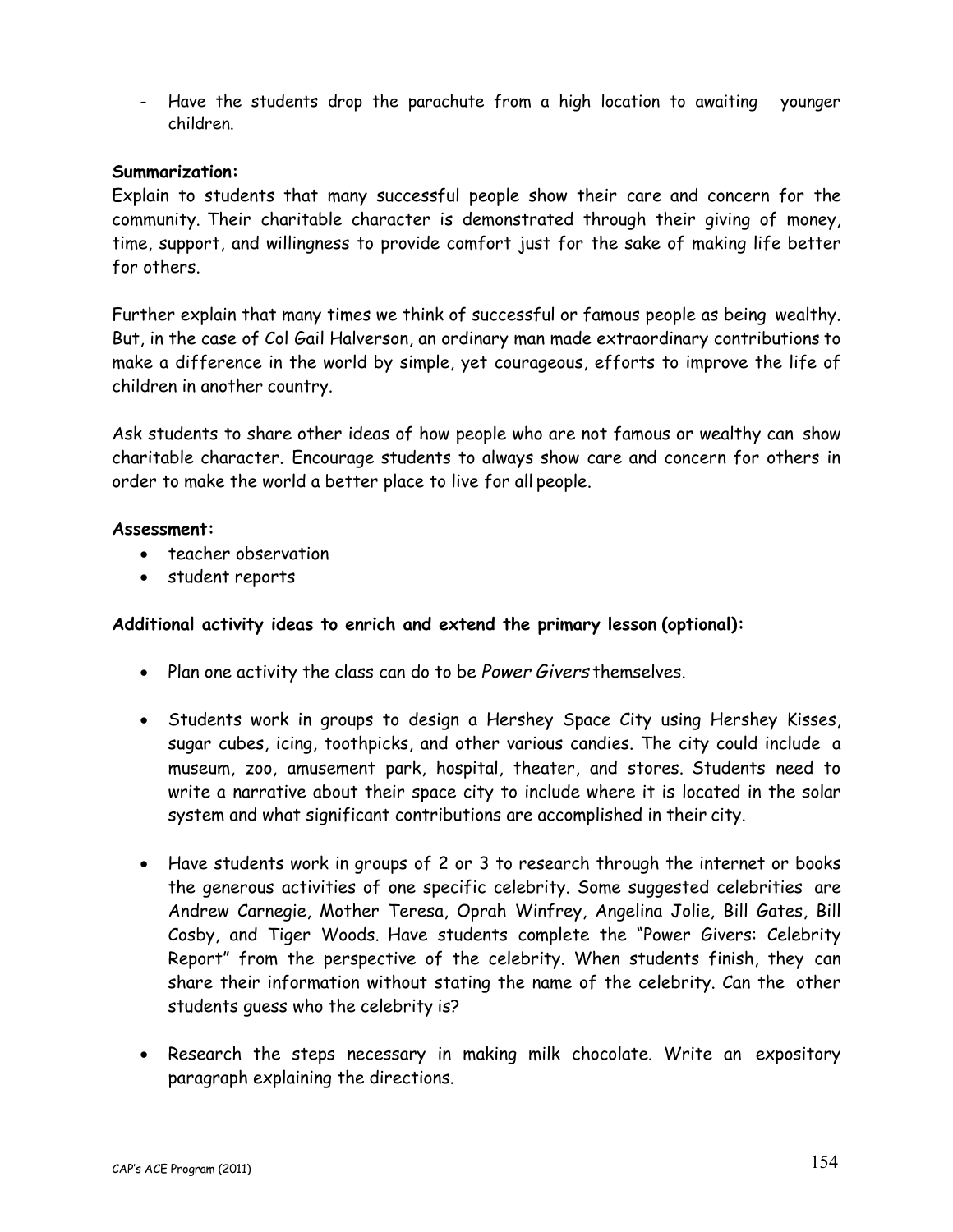- Have the students drop the parachute from a high location to awaiting younger children.

**Summarization:**

Explain to students that many successful people show their care and concern for the community. Their charitable character is demonstrated through their giving of money, time, support, and willingness to provide comfort just for the sake of making life better for others.

Further explain that many times we think of successful or famous people as being wealthy. But, in the case of Col Gail Halverson, an ordinary man made extraordinary contributions to make a difference in the world by simple, yet courageous, efforts to improve the life of children in another country.

Ask students to share other ideas of how people who are not famous or wealthy can show charitable character. Encourage students to always show care and concern for others in order to make the world a better place to live for all people.

**Assessment:**

- teacher observation
- student reports

**Additional activity ideas to enrich and extend the primary lesson (optional):**

- Plan one activity the class can do to be *Power Givers* themselves.

- Students work in groups to design a Hershey Space City using Hershey Kisses, sugar cubes, icing, toothpicks, and other various candies. The city could include a museum, zoo, amusement park, hospital, theater, and stores. Students need to write a narrative about their space city to include where it is located in the solar system and what significant contributions are accomplished in their city.

- Have students work in groups of 2 or 3 to research through the internet or books the generous activities of one specific celebrity. Some suggested celebrities are Andrew Carnegie, Mother Teresa, Oprah Winfrey, Angelina Jolie, Bill Gates, Bill Cosby, and Tiger Woods. Have students complete the "Power Givers: Celebrity Report" from the perspective of the celebrity. When students finish, they can share their information without stating the name of the celebrity. Can the other students guess who the celebrity is?

- Research the steps necessary in making milk chocolate. Write an expository paragraph explaining the directions.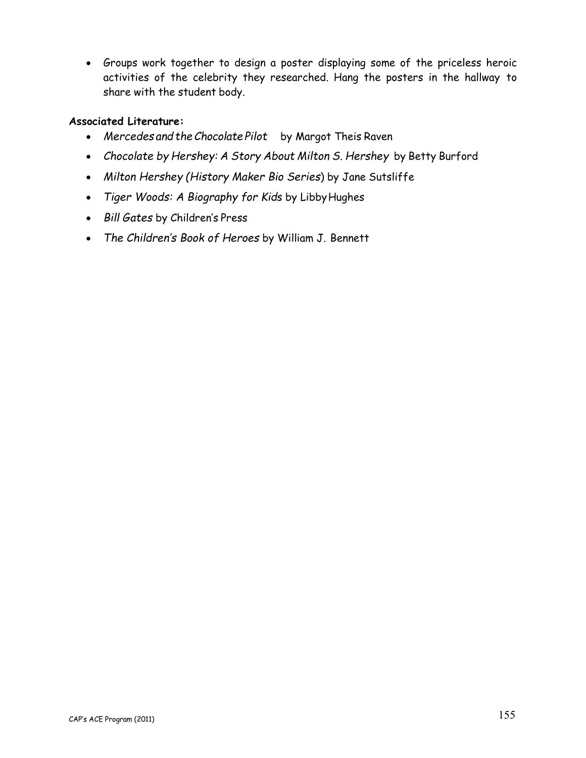- Groups work together to design a poster displaying some of the priceless heroic activities of the celebrity they researched. Hang the posters in the hallway to share with the student body.

**Associated Literature:**

- *Mercedes and the Chocolate Pilot* by Margot Theis Raven
- *Chocolate by Hershey: A Story About Milton S. Hershey* by Betty Burford
- *Milton Hershey (History Maker Bio Series*) by Jane Sutsliffe
- *Tiger Woods: A Biography for Kids* by Libby Hughes
- *Bill Gates* by Children's Press
- *The Children's Book of Heroes* by William J. Bennett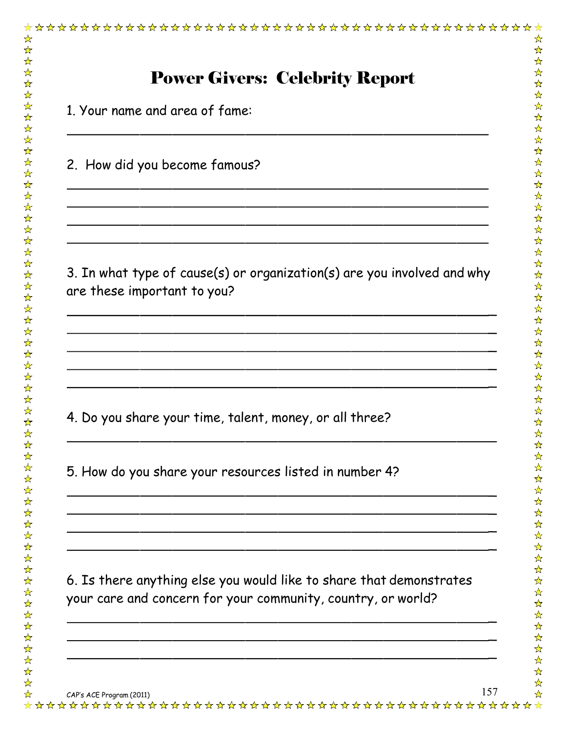# Power Givers: Celebrity Report

1. Your name and area of fame:

___________________________________________________________

2. How did you become famous?

___________________________________________________________
___________________________________________________________
___________________________________________________________
___________________________________________________________

3. In what type of cause(s) or organization(s) are you involved and why are these important to you?

___________________________________________________________
___________________________________________________________
___________________________________________________________
___________________________________________________________
___________________________________________________________

4. Do you share your time, talent, money, or all three?

___________________________________________________________

5. How do you share your resources listed in number 4?

___________________________________________________________
___________________________________________________________
___________________________________________________________
___________________________________________________________

6. Is there anything else you would like to share that demonstrates your care and concern for your community, country, or world?

___________________________________________________________
___________________________________________________________
___________________________________________________________

CAP's ACE Program (2011)